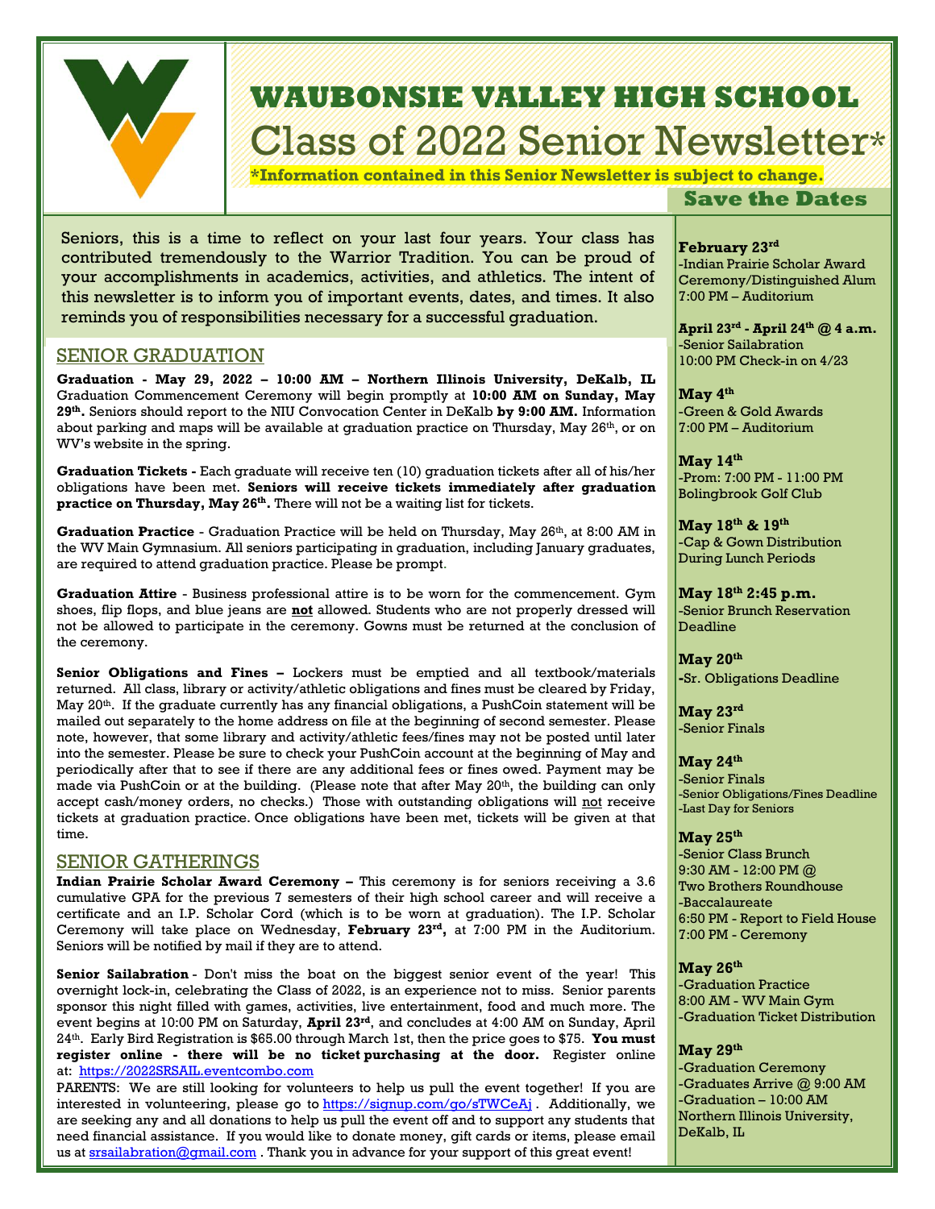# WAUBONSIE VALLEY HIGH SCHOOL

# Class of 2022 Senior Newsletter*

**\*Information contained in this Senior Newsletter is subject to change.**

Seniors, this is a time to reflect on your last four years. Your class has contributed tremendously to the Warrior Tradition. You can be proud of your accomplishments in academics, activities, and athletics. The intent of this newsletter is to inform you of important events, dates, and times. It also reminds you of responsibilities necessary for a successful graduation.

## SENIOR GRADUATION

**Graduation - May 29, 2022 – 10:00 AM – Northern Illinois University, DeKalb, IL**
Graduation Commencement Ceremony will begin promptly at **10:00 AM on Sunday, May 29th.** Seniors should report to the NIU Convocation Center in DeKalb **by 9:00 AM.** Information about parking and maps will be available at graduation practice on Thursday, May 26th, or on WV's website in the spring.

**Graduation Tickets -** Each graduate will receive ten (10) graduation tickets after all of his/her obligations have been met. **Seniors will receive tickets immediately after graduation practice on Thursday, May 26th.** There will not be a waiting list for tickets.

**Graduation Practice** - Graduation Practice will be held on Thursday, May 26th, at 8:00 AM in the WV Main Gymnasium. All seniors participating in graduation, including January graduates, are required to attend graduation practice. Please be prompt.

**Graduation Attire** - Business professional attire is to be worn for the commencement. Gym shoes, flip flops, and blue jeans are **not** allowed. Students who are not properly dressed will not be allowed to participate in the ceremony. Gowns must be returned at the conclusion of the ceremony.

**Senior Obligations and Fines –** Lockers must be emptied and all textbook/materials returned. All class, library or activity/athletic obligations and fines must be cleared by Friday, May 20th. If the graduate currently has any financial obligations, a PushCoin statement will be mailed out separately to the home address on file at the beginning of second semester. Please note, however, that some library and activity/athletic fees/fines may not be posted until later into the semester. Please be sure to check your PushCoin account at the beginning of May and periodically after that to see if there are any additional fees or fines owed. Payment may be made via PushCoin or at the building. (Please note that after May 20th, the building can only accept cash/money orders, no checks.) Those with outstanding obligations will not receive tickets at graduation practice. Once obligations have been met, tickets will be given at that time.

## SENIOR GATHERINGS

**Indian Prairie Scholar Award Ceremony –** This ceremony is for seniors receiving a 3.6 cumulative GPA for the previous 7 semesters of their high school career and will receive a certificate and an I.P. Scholar Cord (which is to be worn at graduation). The I.P. Scholar Ceremony will take place on Wednesday, **February 23rd**, at 7:00 PM in the Auditorium. Seniors will be notified by mail if they are to attend.

**Senior Sailabration** - Don't miss the boat on the biggest senior event of the year! This overnight lock-in, celebrating the Class of 2022, is an experience not to miss. Senior parents sponsor this night filled with games, activities, live entertainment, food and much more. The event begins at 10:00 PM on Saturday, **April 23rd**, and concludes at 4:00 AM on Sunday, April 24th. Early Bird Registration is $65.00 through March 1st, then the price goes to $75. **You must register online - there will be no ticket purchasing at the door.** Register online at: https://2022SRSAIL.eventcombo.com

PARENTS: We are still looking for volunteers to help us pull the event together! If you are interested in volunteering, please go to https://signup.com/go/sTWCeAj . Additionally, we are seeking any and all donations to help us pull the event off and to support any students that need financial assistance. If you would like to donate money, gift cards or items, please email us at srsailabration@gmail.com . Thank you in advance for your support of this great event!

## Save the Dates

**February 23rd**
-Indian Prairie Scholar Award Ceremony/Distinguished Alum
7:00 PM – Auditorium

**April 23rd - April 24th @ 4 a.m.**
-Senior Sailabration
10:00 PM Check-in on 4/23

**May 4th**
-Green & Gold Awards
7:00 PM – Auditorium

**May 14th**
-Prom: 7:00 PM - 11:00 PM
Bolingbrook Golf Club

**May 18th & 19th**
-Cap & Gown Distribution During Lunch Periods

**May 18th 2:45 p.m.**
-Senior Brunch Reservation Deadline

**May 20th**
-Sr. Obligations Deadline

**May 23rd**
-Senior Finals

**May 24th**
-Senior Finals
-Senior Obligations/Fines Deadline
-Last Day for Seniors

**May 25th**
-Senior Class Brunch
9:30 AM - 12:00 PM @ Two Brothers Roundhouse
-Baccalaureate
6:50 PM - Report to Field House
7:00 PM - Ceremony

**May 26th**
-Graduation Practice
8:00 AM - WV Main Gym
-Graduation Ticket Distribution

**May 29th**
-Graduation Ceremony
-Graduates Arrive @ 9:00 AM
-Graduation – 10:00 AM
Northern Illinois University, DeKalb, IL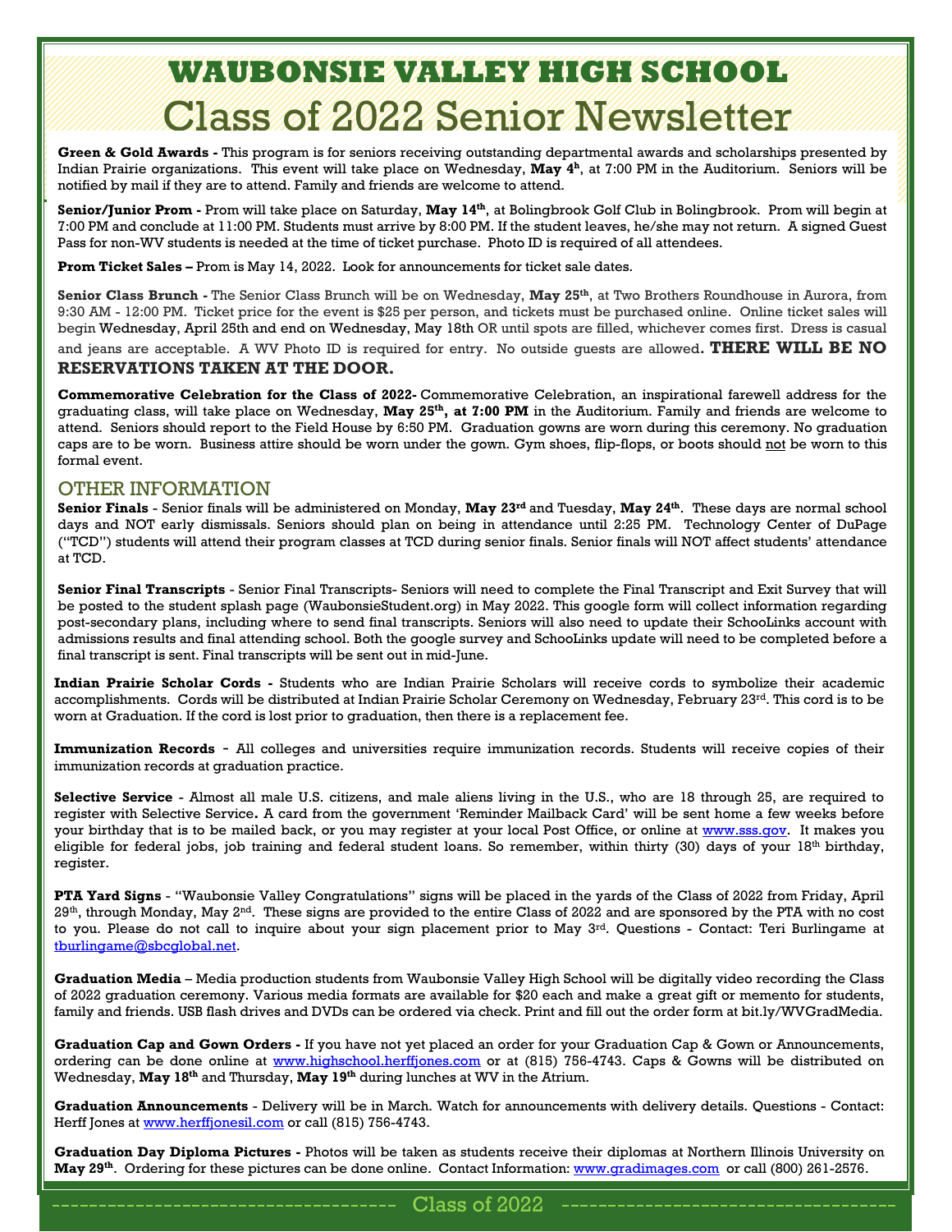# WAUBONSIE VALLEY HIGH SCHOOL

# Class of 2022 Senior Newsletter

**Green & Gold Awards -** This program is for seniors receiving outstanding departmental awards and scholarships presented by Indian Prairie organizations. This event will take place on Wednesday, **May 4h**, at 7:00 PM in the Auditorium. Seniors will be notified by mail if they are to attend. Family and friends are welcome to attend.

**Senior/Junior Prom -** Prom will take place on Saturday, **May 14th**, at Bolingbrook Golf Club in Bolingbrook. Prom will begin at 7:00 PM and conclude at 11:00 PM. Students must arrive by 8:00 PM. If the student leaves, he/she may not return. A signed Guest Pass for non-WV students is needed at the time of ticket purchase. Photo ID is required of all attendees.

**Prom Ticket Sales –** Prom is May 14, 2022. Look for announcements for ticket sale dates.

**Senior Class Brunch -** The Senior Class Brunch will be on Wednesday, **May 25th**, at Two Brothers Roundhouse in Aurora, from 9:30 AM - 12:00 PM. Ticket price for the event is $25 per person, and tickets must be purchased online. Online ticket sales will begin Wednesday, April 25th and end on Wednesday, May 18th OR until spots are filled, whichever comes first. Dress is casual and jeans are acceptable. A WV Photo ID is required for entry. No outside guests are allowed. **THERE WILL BE NO RESERVATIONS TAKEN AT THE DOOR.**

**Commemorative Celebration for the Class of 2022-** Commemorative Celebration, an inspirational farewell address for the graduating class, will take place on Wednesday, **May 25th, at 7:00 PM** in the Auditorium. Family and friends are welcome to attend. Seniors should report to the Field House by 6:50 PM. Graduation gowns are worn during this ceremony. No graduation caps are to be worn. Business attire should be worn under the gown. Gym shoes, flip-flops, or boots should not be worn to this formal event.

## OTHER INFORMATION

**Senior Finals** - Senior finals will be administered on Monday, **May 23rd** and Tuesday, **May 24th**. These days are normal school days and NOT early dismissals. Seniors should plan on being in attendance until 2:25 PM. Technology Center of DuPage ("TCD") students will attend their program classes at TCD during senior finals. Senior finals will NOT affect students' attendance at TCD.

**Senior Final Transcripts** - Senior Final Transcripts- Seniors will need to complete the Final Transcript and Exit Survey that will be posted to the student splash page (WaubonsieStudent.org) in May 2022. This google form will collect information regarding post-secondary plans, including where to send final transcripts. Seniors will also need to update their SchooLinks account with admissions results and final attending school. Both the google survey and SchooLinks update will need to be completed before a final transcript is sent. Final transcripts will be sent out in mid-June.

**Indian Prairie Scholar Cords -** Students who are Indian Prairie Scholars will receive cords to symbolize their academic accomplishments. Cords will be distributed at Indian Prairie Scholar Ceremony on Wednesday, February 23rd. This cord is to be worn at Graduation. If the cord is lost prior to graduation, then there is a replacement fee.

**Immunization Records** - All colleges and universities require immunization records. Students will receive copies of their immunization records at graduation practice.

**Selective Service** - Almost all male U.S. citizens, and male aliens living in the U.S., who are 18 through 25, are required to register with Selective Service**.** A card from the government 'Reminder Mailback Card' will be sent home a few weeks before your birthday that is to be mailed back, or you may register at your local Post Office, or online at www.sss.gov. It makes you eligible for federal jobs, job training and federal student loans. So remember, within thirty (30) days of your 18th birthday, register.

**PTA Yard Signs** - "Waubonsie Valley Congratulations" signs will be placed in the yards of the Class of 2022 from Friday, April 29th, through Monday, May 2nd. These signs are provided to the entire Class of 2022 and are sponsored by the PTA with no cost to you. Please do not call to inquire about your sign placement prior to May 3rd. Questions - Contact: Teri Burlingame at tburlingame@sbcglobal.net.

**Graduation Media** – Media production students from Waubonsie Valley High School will be digitally video recording the Class of 2022 graduation ceremony. Various media formats are available for $20 each and make a great gift or memento for students, family and friends. USB flash drives and DVDs can be ordered via check. Print and fill out the order form at bit.ly/WVGradMedia.

**Graduation Cap and Gown Orders -** If you have not yet placed an order for your Graduation Cap & Gown or Announcements, ordering can be done online at www.highschool.herffjones.com or at (815) 756-4743. Caps & Gowns will be distributed on Wednesday, **May 18th** and Thursday, **May 19th** during lunches at WV in the Atrium.

**Graduation Announcements** - Delivery will be in March. Watch for announcements with delivery details. Questions - Contact: Herff Jones at www.herffjonesil.com or call (815) 756-4743.

**Graduation Day Diploma Pictures -** Photos will be taken as students receive their diplomas at Northern Illinois University on **May 29th**. Ordering for these pictures can be done online. Contact Information: www.gradimages.com or call (800) 261-2576.

Class of 2022